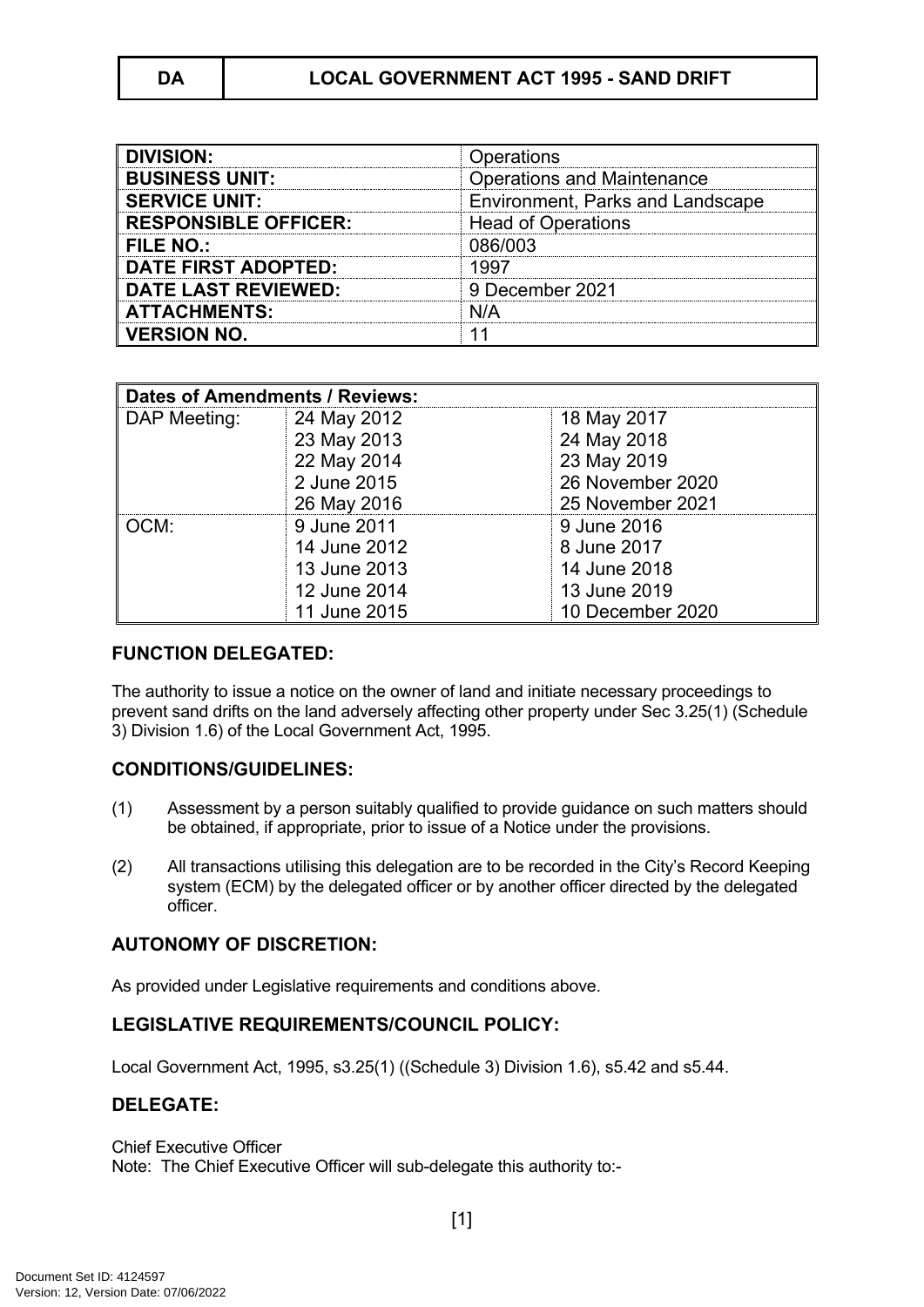| DA | LOCAL GOVERNMENT ACT 1995 - SAND DRIFT |
|---|---|

| | |
|---|---|
| **DIVISION:** | Operations |
| **BUSINESS UNIT:** | Operations and Maintenance |
| **SERVICE UNIT:** | Environment, Parks and Landscape |
| **RESPONSIBLE OFFICER:** | Head of Operations |
| **FILE NO.:** | 086/003 |
| **DATE FIRST ADOPTED:** | 1997 |
| **DATE LAST REVIEWED:** | 9 December 2021 |
| **ATTACHMENTS:** | N/A |
| **VERSION NO.** | 11 |

| **Dates of Amendments / Reviews:** | | |
|---|---|---|
| DAP Meeting: | 24 May 2012<br>23 May 2013<br>22 May 2014<br>2 June 2015<br>26 May 2016 | 18 May 2017<br>24 May 2018<br>23 May 2019<br>26 November 2020<br>25 November 2021 |
| OCM: | 9 June 2011<br>14 June 2012<br>13 June 2013<br>12 June 2014<br>11 June 2015 | 9 June 2016<br>8 June 2017<br>14 June 2018<br>13 June 2019<br>10 December 2020 |

## FUNCTION DELEGATED:

The authority to issue a notice on the owner of land and initiate necessary proceedings to prevent sand drifts on the land adversely affecting other property under Sec 3.25(1) (Schedule 3) Division 1.6) of the Local Government Act, 1995.

## CONDITIONS/GUIDELINES:

(1) Assessment by a person suitably qualified to provide guidance on such matters should be obtained, if appropriate, prior to issue of a Notice under the provisions.

(2) All transactions utilising this delegation are to be recorded in the City's Record Keeping system (ECM) by the delegated officer or by another officer directed by the delegated officer.

## AUTONOMY OF DISCRETION:

As provided under Legislative requirements and conditions above.

## LEGISLATIVE REQUIREMENTS/COUNCIL POLICY:

Local Government Act, 1995, s3.25(1) ((Schedule 3) Division 1.6), s5.42 and s5.44.

## DELEGATE:

Chief Executive Officer
Note: The Chief Executive Officer will sub-delegate this authority to:-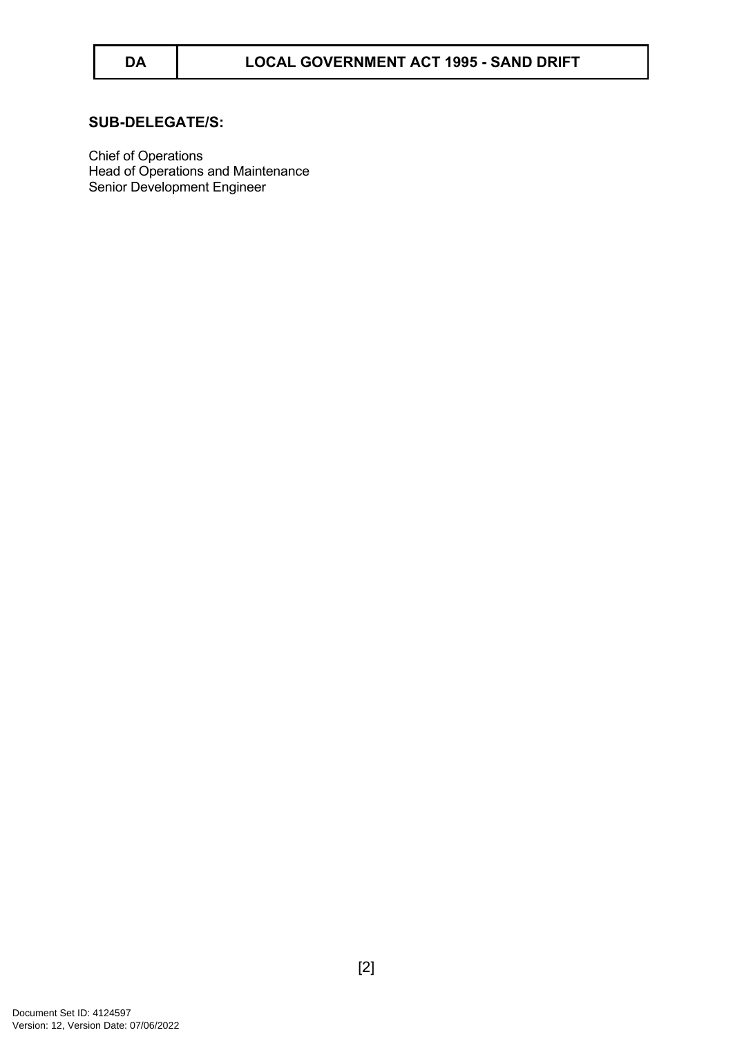**SUB-DELEGATE/S:**

Chief of Operations
Head of Operations and Maintenance
Senior Development Engineer